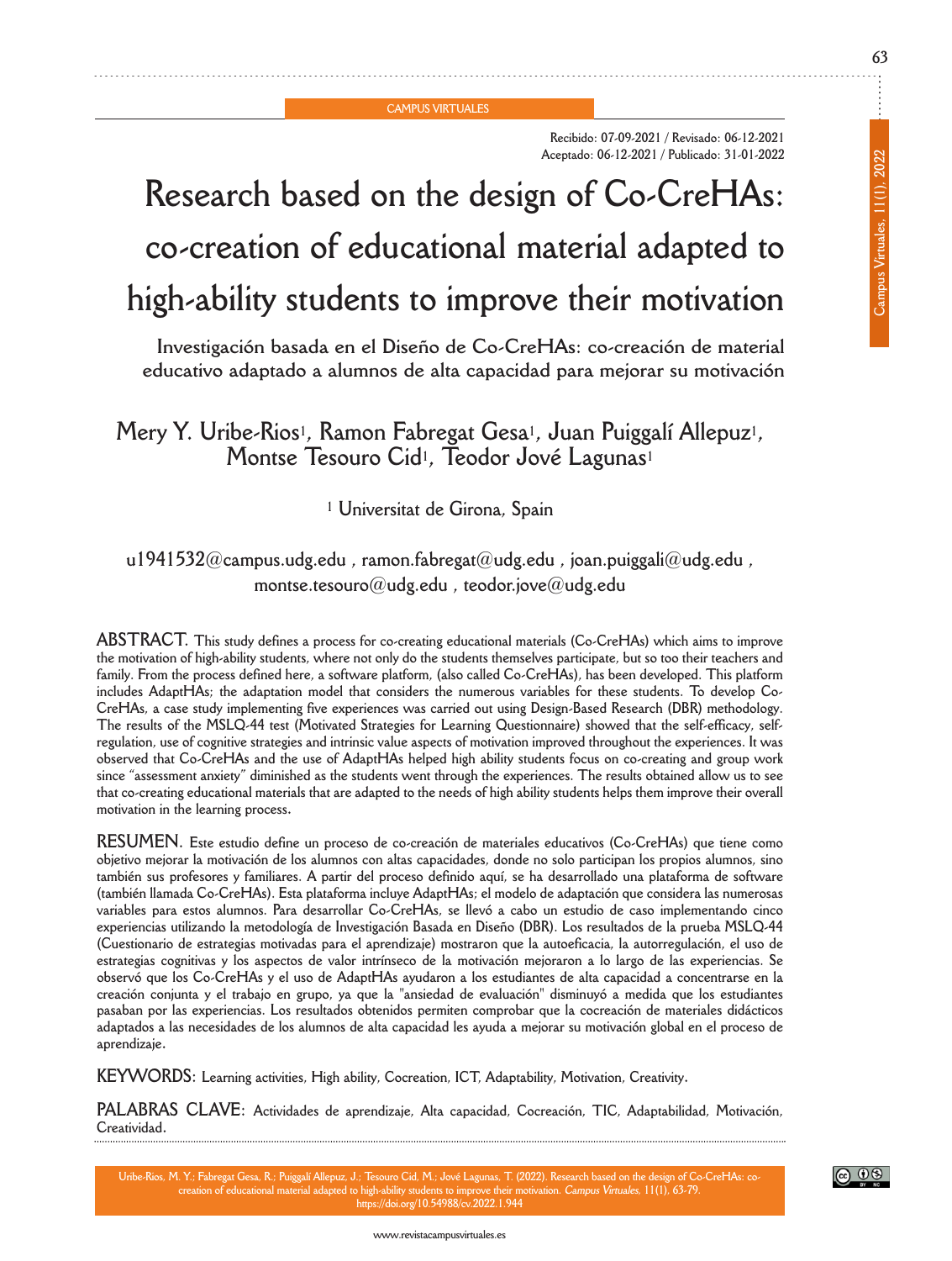CAMPUS VIRTUALES

Recibido: 07-09-2021 / Revisado: 06-12-2021
Aceptado: 06-12-2021 / Publicado: 31-01-2022

# Research based on the design of Co-CreHAs: co-creation of educational material adapted to high-ability students to improve their motivation

## Investigación basada en el Diseño de Co-CreHAs: co-creación de material educativo adaptado a alumnos de alta capacidad para mejorar su motivación

Mery Y. Uribe-Rios[1], Ramon Fabregat Gesa[1], Juan Puiggalí Allepuz[1], Montse Tesouro Cid[1], Teodor Jové Lagunas[1]

[1] Universitat de Girona, Spain

u1941532@campus.udg.edu , ramon.fabregat@udg.edu , joan.puiggali@udg.edu , montse.tesouro@udg.edu , teodor.jove@udg.edu

**ABSTRACT.** This study defines a process for co-creating educational materials (Co-CreHAs) which aims to improve the motivation of high-ability students, where not only do the students themselves participate, but so too their teachers and family. From the process defined here, a software platform, (also called Co-CreHAs), has been developed. This platform includes AdaptHAs; the adaptation model that considers the numerous variables for these students. To develop Co-CreHAs, a case study implementing five experiences was carried out using Design-Based Research (DBR) methodology. The results of the MSLQ-44 test (Motivated Strategies for Learning Questionnaire) showed that the self-efficacy, self-regulation, use of cognitive strategies and intrinsic value aspects of motivation improved throughout the experiences. It was observed that Co-CreHAs and the use of AdaptHAs helped high ability students focus on co-creating and group work since "assessment anxiety" diminished as the students went through the experiences. The results obtained allow us to see that co-creating educational materials that are adapted to the needs of high ability students helps them improve their overall motivation in the learning process.

**RESUMEN.** Este estudio define un proceso de co-creación de materiales educativos (Co-CreHAs) que tiene como objetivo mejorar la motivación de los alumnos con altas capacidades, donde no solo participan los propios alumnos, sino también sus profesores y familiares. A partir del proceso definido aquí, se ha desarrollado una plataforma de software (también llamada Co-CreHAs). Esta plataforma incluye AdaptHAs; el modelo de adaptación que considera las numerosas variables para estos alumnos. Para desarrollar Co-CreHAs, se llevó a cabo un estudio de caso implementando cinco experiencias utilizando la metodología de Investigación Basada en Diseño (DBR). Los resultados de la prueba MSLQ-44 (Cuestionario de estrategias motivadas para el aprendizaje) mostraron que la autoeficacia, la autorregulación, el uso de estrategias cognitivas y los aspectos de valor intrínseco de la motivación mejoraron a lo largo de las experiencias. Se observó que los Co-CreHAs y el uso de AdaptHAs ayudaron a los estudiantes de alta capacidad a concentrarse en la creación conjunta y el trabajo en grupo, ya que la "ansiedad de evaluación" disminuyó a medida que los estudiantes pasaban por las experiencias. Los resultados obtenidos permiten comprobar que la cocreación de materiales didácticos adaptados a las necesidades de los alumnos de alta capacidad les ayuda a mejorar su motivación global en el proceso de aprendizaje.

**KEYWORDS:** Learning activities, High ability, Cocreation, ICT, Adaptability, Motivation, Creativity.

**PALABRAS CLAVE:** Actividades de aprendizaje, Alta capacidad, Cocreación, TIC, Adaptabilidad, Motivación, Creatividad.

Uribe-Rios, M. Y.; Fabregat Gesa, R.; Puiggalí Allepuz, J.; Tesouro Cid, M.; Jové Lagunas, T. (2022). Research based on the design of Co-CreHAs: co-creation of educational material adapted to high-ability students to improve their motivation. *Campus Virtuales*, 11(1), 63-79. https://doi.org/10.54988/cv.2022.1.944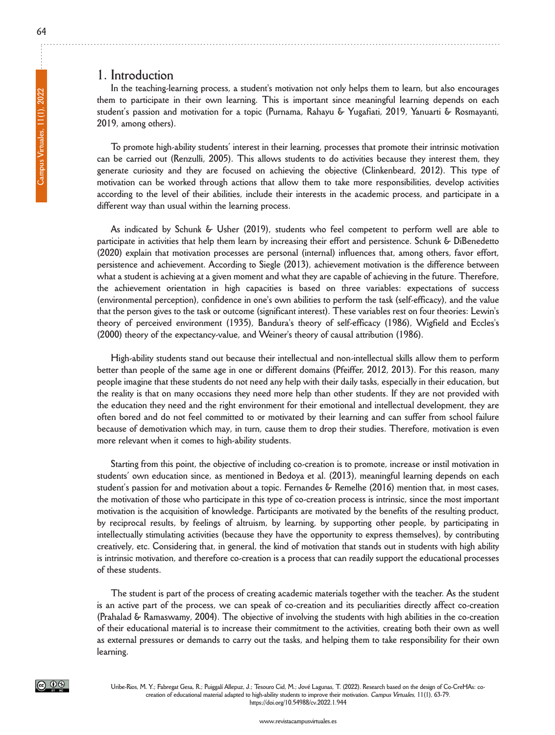## 1. Introduction

In the teaching-learning process, a student's motivation not only helps them to learn, but also encourages them to participate in their own learning. This is important since meaningful learning depends on each student's passion and motivation for a topic (Purnama, Rahayu & Yugafiati, 2019, Yanuarti & Rosmayanti, 2019, among others).

To promote high-ability students' interest in their learning, processes that promote their intrinsic motivation can be carried out (Renzulli, 2005). This allows students to do activities because they interest them, they generate curiosity and they are focused on achieving the objective (Clinkenbeard, 2012). This type of motivation can be worked through actions that allow them to take more responsibilities, develop activities according to the level of their abilities, include their interests in the academic process, and participate in a different way than usual within the learning process.

As indicated by Schunk & Usher (2019), students who feel competent to perform well are able to participate in activities that help them learn by increasing their effort and persistence. Schunk & DiBenedetto (2020) explain that motivation processes are personal (internal) influences that, among others, favor effort, persistence and achievement. According to Siegle (2013), achievement motivation is the difference between what a student is achieving at a given moment and what they are capable of achieving in the future. Therefore, the achievement orientation in high capacities is based on three variables: expectations of success (environmental perception), confidence in one's own abilities to perform the task (self-efficacy), and the value that the person gives to the task or outcome (significant interest). These variables rest on four theories: Lewin's theory of perceived environment (1935), Bandura's theory of self-efficacy (1986), Wigfield and Eccles's (2000) theory of the expectancy-value, and Weiner's theory of causal attribution (1986).

High-ability students stand out because their intellectual and non-intellectual skills allow them to perform better than people of the same age in one or different domains (Pfeiffer, 2012, 2013). For this reason, many people imagine that these students do not need any help with their daily tasks, especially in their education, but the reality is that on many occasions they need more help than other students. If they are not provided with the education they need and the right environment for their emotional and intellectual development, they are often bored and do not feel committed to or motivated by their learning and can suffer from school failure because of demotivation which may, in turn, cause them to drop their studies. Therefore, motivation is even more relevant when it comes to high-ability students.

Starting from this point, the objective of including co-creation is to promote, increase or instil motivation in students' own education since, as mentioned in Bedoya et al. (2013), meaningful learning depends on each student's passion for and motivation about a topic. Fernandes & Remelhe (2016) mention that, in most cases, the motivation of those who participate in this type of co-creation process is intrinsic, since the most important motivation is the acquisition of knowledge. Participants are motivated by the benefits of the resulting product, by reciprocal results, by feelings of altruism, by learning, by supporting other people, by participating in intellectually stimulating activities (because they have the opportunity to express themselves), by contributing creatively, etc. Considering that, in general, the kind of motivation that stands out in students with high ability is intrinsic motivation, and therefore co-creation is a process that can readily support the educational processes of these students.

The student is part of the process of creating academic materials together with the teacher. As the student is an active part of the process, we can speak of co-creation and its peculiarities directly affect co-creation (Prahalad & Ramaswamy, 2004). The objective of involving the students with high abilities in the co-creation of their educational material is to increase their commitment to the activities, creating both their own as well as external pressures or demands to carry out the tasks, and helping them to take responsibility for their own learning.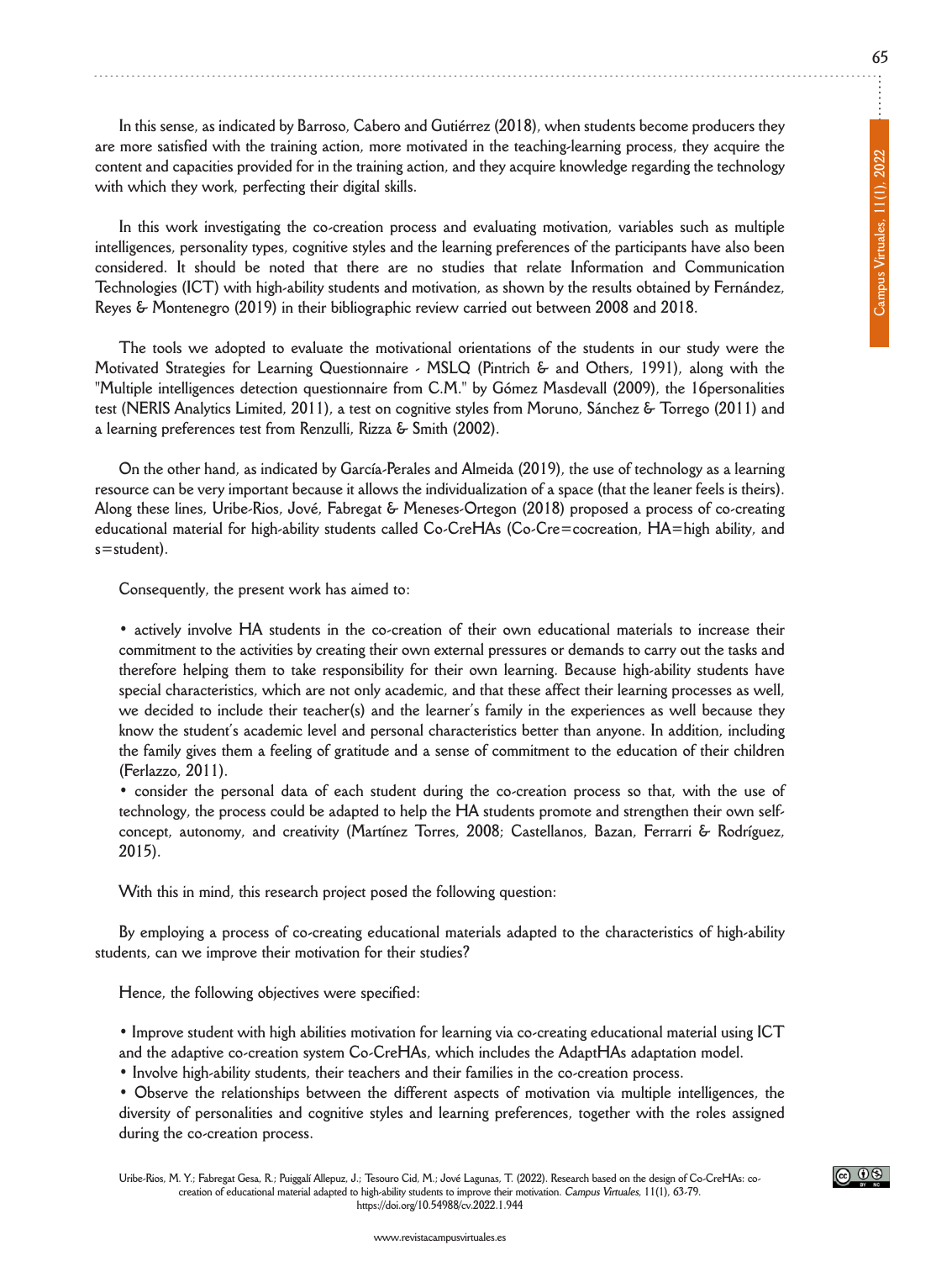In this sense, as indicated by Barroso, Cabero and Gutiérrez (2018), when students become producers they are more satisfied with the training action, more motivated in the teaching-learning process, they acquire the content and capacities provided for in the training action, and they acquire knowledge regarding the technology with which they work, perfecting their digital skills.

In this work investigating the co-creation process and evaluating motivation, variables such as multiple intelligences, personality types, cognitive styles and the learning preferences of the participants have also been considered. It should be noted that there are no studies that relate Information and Communication Technologies (ICT) with high-ability students and motivation, as shown by the results obtained by Fernández, Reyes & Montenegro (2019) in their bibliographic review carried out between 2008 and 2018.

The tools we adopted to evaluate the motivational orientations of the students in our study were the Motivated Strategies for Learning Questionnaire - MSLQ (Pintrich & and Others, 1991), along with the "Multiple intelligences detection questionnaire from C.M." by Gómez Masdevall (2009), the 16personalities test (NERIS Analytics Limited, 2011), a test on cognitive styles from Moruno, Sánchez & Torrego (2011) and a learning preferences test from Renzulli, Rizza & Smith (2002).

On the other hand, as indicated by García-Perales and Almeida (2019), the use of technology as a learning resource can be very important because it allows the individualization of a space (that the leaner feels is theirs). Along these lines, Uribe-Rios, Jové, Fabregat & Meneses-Ortegon (2018) proposed a process of co-creating educational material for high-ability students called Co-CreHAs (Co-Cre=cocreation, HA=high ability, and s=student).

Consequently, the present work has aimed to:

- actively involve HA students in the co-creation of their own educational materials to increase their commitment to the activities by creating their own external pressures or demands to carry out the tasks and therefore helping them to take responsibility for their own learning. Because high-ability students have special characteristics, which are not only academic, and that these affect their learning processes as well, we decided to include their teacher(s) and the learner's family in the experiences as well because they know the student's academic level and personal characteristics better than anyone. In addition, including the family gives them a feeling of gratitude and a sense of commitment to the education of their children (Ferlazzo, 2011).
- consider the personal data of each student during the co-creation process so that, with the use of technology, the process could be adapted to help the HA students promote and strengthen their own self-concept, autonomy, and creativity (Martínez Torres, 2008; Castellanos, Bazan, Ferrarri & Rodríguez, 2015).

With this in mind, this research project posed the following question:

By employing a process of co-creating educational materials adapted to the characteristics of high-ability students, can we improve their motivation for their studies?

Hence, the following objectives were specified:

- Improve student with high abilities motivation for learning via co-creating educational material using ICT and the adaptive co-creation system Co-CreHAs, which includes the AdaptHAs adaptation model.
- Involve high-ability students, their teachers and their families in the co-creation process.
- Observe the relationships between the different aspects of motivation via multiple intelligences, the diversity of personalities and cognitive styles and learning preferences, together with the roles assigned during the co-creation process.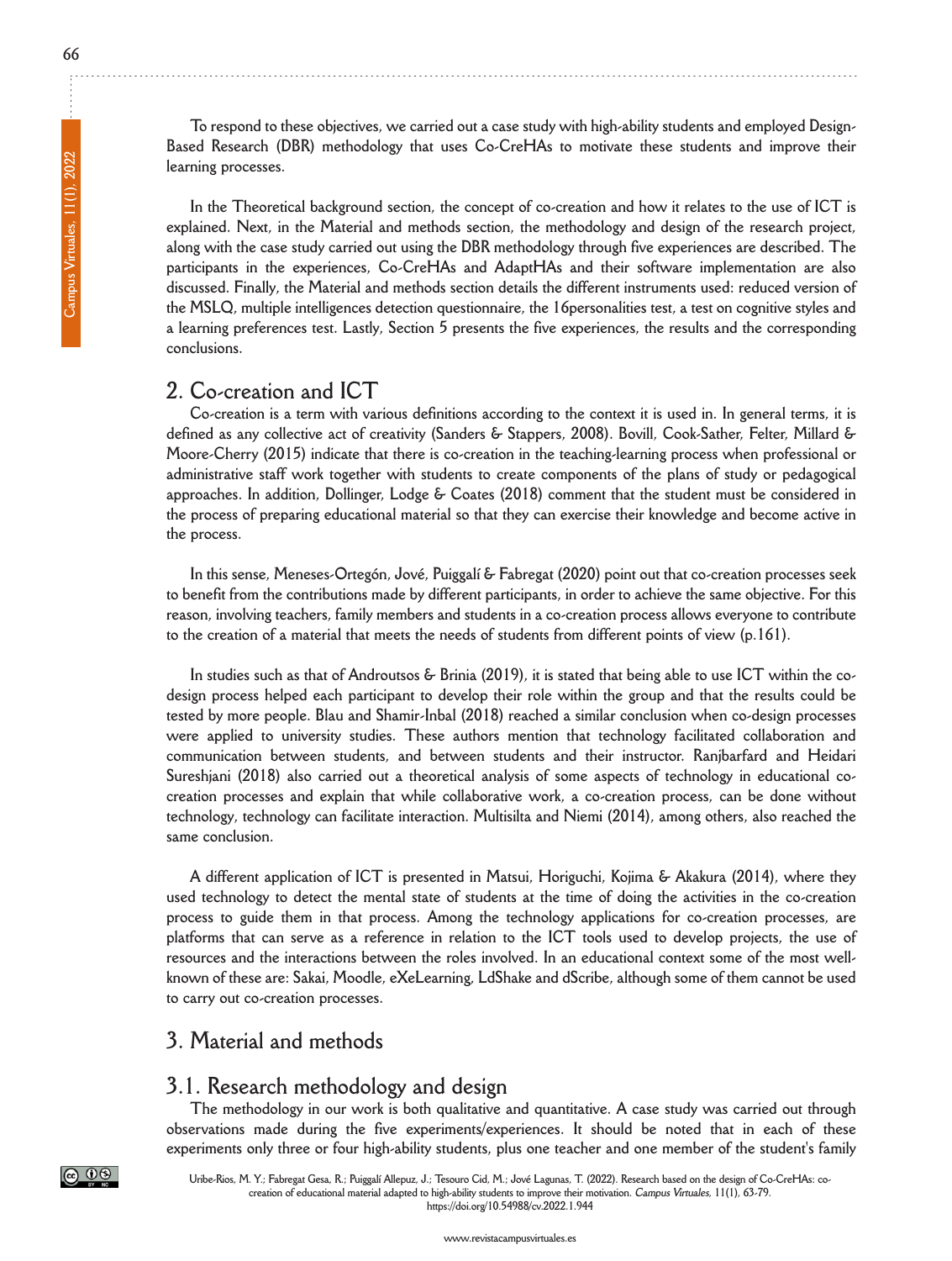To respond to these objectives, we carried out a case study with high-ability students and employed Design-Based Research (DBR) methodology that uses Co-CreHAs to motivate these students and improve their learning processes.

In the Theoretical background section, the concept of co-creation and how it relates to the use of ICT is explained. Next, in the Material and methods section, the methodology and design of the research project, along with the case study carried out using the DBR methodology through five experiences are described. The participants in the experiences, Co-CreHAs and AdaptHAs and their software implementation are also discussed. Finally, the Material and methods section details the different instruments used: reduced version of the MSLQ, multiple intelligences detection questionnaire, the 16personalities test, a test on cognitive styles and a learning preferences test. Lastly, Section 5 presents the five experiences, the results and the corresponding conclusions.

## 2. Co-creation and ICT

Co-creation is a term with various definitions according to the context it is used in. In general terms, it is defined as any collective act of creativity (Sanders & Stappers, 2008). Bovill, Cook-Sather, Felter, Millard & Moore-Cherry (2015) indicate that there is co-creation in the teaching-learning process when professional or administrative staff work together with students to create components of the plans of study or pedagogical approaches. In addition, Dollinger, Lodge & Coates (2018) comment that the student must be considered in the process of preparing educational material so that they can exercise their knowledge and become active in the process.

In this sense, Meneses-Ortegón, Jové, Puiggalí & Fabregat (2020) point out that co-creation processes seek to benefit from the contributions made by different participants, in order to achieve the same objective. For this reason, involving teachers, family members and students in a co-creation process allows everyone to contribute to the creation of a material that meets the needs of students from different points of view (p.161).

In studies such as that of Androutsos & Brinia (2019), it is stated that being able to use ICT within the co-design process helped each participant to develop their role within the group and that the results could be tested by more people. Blau and Shamir-Inbal (2018) reached a similar conclusion when co-design processes were applied to university studies. These authors mention that technology facilitated collaboration and communication between students, and between students and their instructor. Ranjbarfard and Heidari Sureshjani (2018) also carried out a theoretical analysis of some aspects of technology in educational co-creation processes and explain that while collaborative work, a co-creation process, can be done without technology, technology can facilitate interaction. Multisilta and Niemi (2014), among others, also reached the same conclusion.

A different application of ICT is presented in Matsui, Horiguchi, Kojima & Akakura (2014), where they used technology to detect the mental state of students at the time of doing the activities in the co-creation process to guide them in that process. Among the technology applications for co-creation processes, are platforms that can serve as a reference in relation to the ICT tools used to develop projects, the use of resources and the interactions between the roles involved. In an educational context some of the most well-known of these are: Sakai, Moodle, eXeLearning, LdShake and dScribe, although some of them cannot be used to carry out co-creation processes.

## 3. Material and methods

### 3.1. Research methodology and design

The methodology in our work is both qualitative and quantitative. A case study was carried out through observations made during the five experiments/experiences. It should be noted that in each of these experiments only three or four high-ability students, plus one teacher and one member of the student's family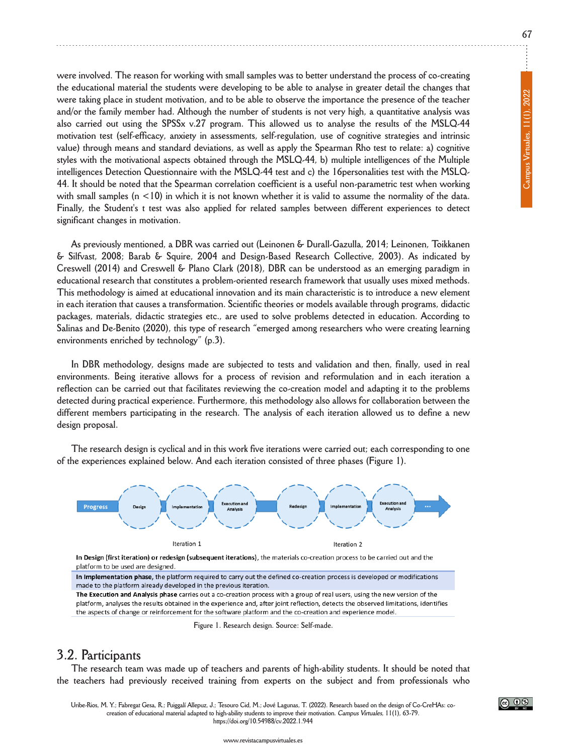were involved. The reason for working with small samples was to better understand the process of co-creating the educational material the students were developing to be able to analyse in greater detail the changes that were taking place in student motivation, and to be able to observe the importance the presence of the teacher and/or the family member had. Although the number of students is not very high, a quantitative analysis was also carried out using the SPSSx v.27 program. This allowed us to analyse the results of the MSLQ-44 motivation test (self-efficacy, anxiety in assessments, self-regulation, use of cognitive strategies and intrinsic value) through means and standard deviations, as well as apply the Spearman Rho test to relate: a) cognitive styles with the motivational aspects obtained through the MSLQ-44, b) multiple intelligences of the Multiple intelligences Detection Questionnaire with the MSLQ-44 test and c) the 16personalities test with the MSLQ-44. It should be noted that the Spearman correlation coefficient is a useful non-parametric test when working with small samples ($n < 10$) in which it is not known whether it is valid to assume the normality of the data. Finally, the Student's t test was also applied for related samples between different experiences to detect significant changes in motivation.

As previously mentioned, a DBR was carried out (Leinonen & Durall-Gazulla, 2014; Leinonen, Toikkanen & Silfvast, 2008; Barab & Squire, 2004 and Design-Based Research Collective, 2003). As indicated by Creswell (2014) and Creswell & Plano Clark (2018), DBR can be understood as an emerging paradigm in educational research that constitutes a problem-oriented research framework that usually uses mixed methods. This methodology is aimed at educational innovation and its main characteristic is to introduce a new element in each iteration that causes a transformation. Scientific theories or models available through programs, didactic packages, materials, didactic strategies etc., are used to solve problems detected in education. According to Salinas and De-Benito (2020), this type of research "emerged among researchers who were creating learning environments enriched by technology" (p.3).

In DBR methodology, designs made are subjected to tests and validation and then, finally, used in real environments. Being iterative allows for a process of revision and reformulation and in each iteration a reflection can be carried out that facilitates reviewing the co-creation model and adapting it to the problems detected during practical experience. Furthermore, this methodology also allows for collaboration between the different members participating in the research. The analysis of each iteration allowed us to define a new design proposal.

The research design is cyclical and in this work five iterations were carried out; each corresponding to one of the experiences explained below. And each iteration consisted of three phases (Figure 1).

Progress → Design → Implementation → Execution and Analysis → Redesign → Implementation → Execution and Analysis → ...

Iteration 1 | Iteration 2

**In Design (first iteration) or redesign (subsequent iterations)**, the materials co-creation process to be carried out and the platform to be used are designed.

**In Implementation phase,** the platform required to carry out the defined co-creation process is developed or modifications made to the platform already developed in the previous iteration.

**The Execution and Analysis phase** carries out a co-creation process with a group of real users, using the new version of the platform, analyses the results obtained in the experience and, after joint reflection, detects the observed limitations, identifies the aspects of change or reinforcement for the software platform and the co-creation and experience model.

Figure 1. Research design. Source: Self-made.

## 3.2. Participants

The research team was made up of teachers and parents of high-ability students. It should be noted that the teachers had previously received training from experts on the subject and from professionals who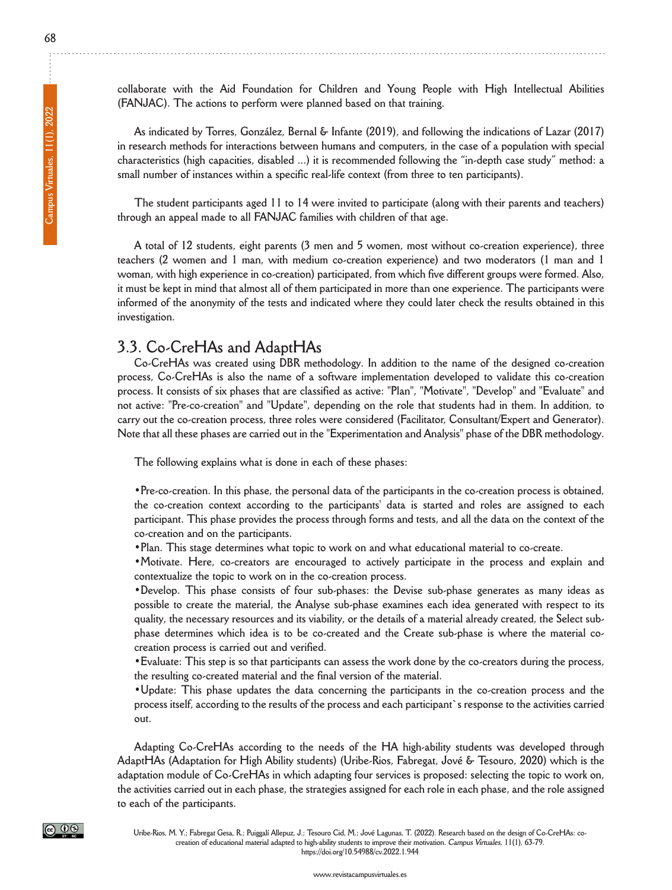collaborate with the Aid Foundation for Children and Young People with High Intellectual Abilities (FANJAC). The actions to perform were planned based on that training.

As indicated by Torres, González, Bernal & Infante (2019), and following the indications of Lazar (2017) in research methods for interactions between humans and computers, in the case of a population with special characteristics (high capacities, disabled ...) it is recommended following the "in-depth case study" method: a small number of instances within a specific real-life context (from three to ten participants).

The student participants aged 11 to 14 were invited to participate (along with their parents and teachers) through an appeal made to all FANJAC families with children of that age.

A total of 12 students, eight parents (3 men and 5 women, most without co-creation experience), three teachers (2 women and 1 man, with medium co-creation experience) and two moderators (1 man and 1 woman, with high experience in co-creation) participated, from which five different groups were formed. Also, it must be kept in mind that almost all of them participated in more than one experience. The participants were informed of the anonymity of the tests and indicated where they could later check the results obtained in this investigation.

## 3.3. Co-CreHAs and AdaptHAs

Co-CreHAs was created using DBR methodology. In addition to the name of the designed co-creation process, Co-CreHAs is also the name of a software implementation developed to validate this co-creation process. It consists of six phases that are classified as active: "Plan", "Motivate", "Develop" and "Evaluate" and not active: "Pre-co-creation" and "Update", depending on the role that students had in them. In addition, to carry out the co-creation process, three roles were considered (Facilitator, Consultant/Expert and Generator). Note that all these phases are carried out in the "Experimentation and Analysis" phase of the DBR methodology.

The following explains what is done in each of these phases:

- Pre-co-creation. In this phase, the personal data of the participants in the co-creation process is obtained, the co-creation context according to the participants' data is started and roles are assigned to each participant. This phase provides the process through forms and tests, and all the data on the context of the co-creation and on the participants.
- Plan. This stage determines what topic to work on and what educational material to co-create.
- Motivate. Here, co-creators are encouraged to actively participate in the process and explain and contextualize the topic to work on in the co-creation process.
- Develop. This phase consists of four sub-phases: the Devise sub-phase generates as many ideas as possible to create the material, the Analyse sub-phase examines each idea generated with respect to its quality, the necessary resources and its viability, or the details of a material already created, the Select sub-phase determines which idea is to be co-created and the Create sub-phase is where the material co-creation process is carried out and verified.
- Evaluate: This step is so that participants can assess the work done by the co-creators during the process, the resulting co-created material and the final version of the material.
- Update: This phase updates the data concerning the participants in the co-creation process and the process itself, according to the results of the process and each participant`s response to the activities carried out.

Adapting Co-CreHAs according to the needs of the HA high-ability students was developed through AdaptHAs (Adaptation for High Ability students) (Uribe-Rios, Fabregat, Jové & Tesouro, 2020) which is the adaptation module of Co-CreHAs in which adapting four services is proposed: selecting the topic to work on, the activities carried out in each phase, the strategies assigned for each role in each phase, and the role assigned to each of the participants.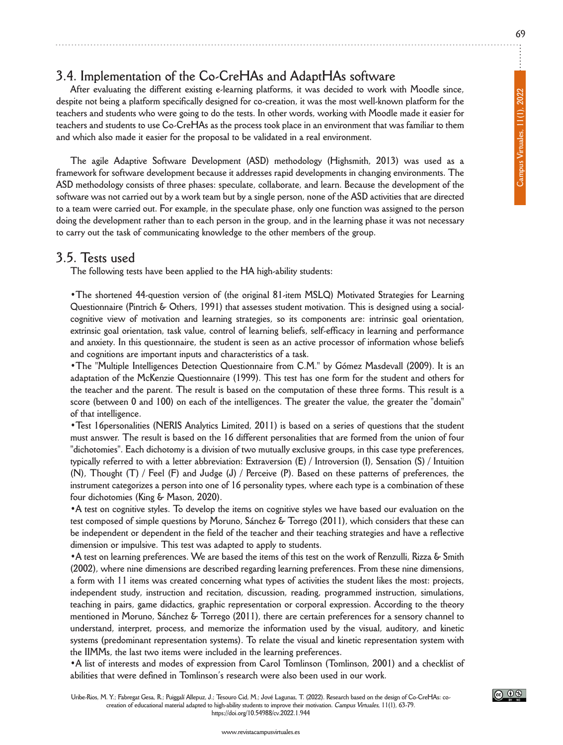## 3.4. Implementation of the Co-CreHAs and AdaptHAs software

After evaluating the different existing e-learning platforms, it was decided to work with Moodle since, despite not being a platform specifically designed for co-creation, it was the most well-known platform for the teachers and students who were going to do the tests. In other words, working with Moodle made it easier for teachers and students to use Co-CreHAs as the process took place in an environment that was familiar to them and which also made it easier for the proposal to be validated in a real environment.

The agile Adaptive Software Development (ASD) methodology (Highsmith, 2013) was used as a framework for software development because it addresses rapid developments in changing environments. The ASD methodology consists of three phases: speculate, collaborate, and learn. Because the development of the software was not carried out by a work team but by a single person, none of the ASD activities that are directed to a team were carried out. For example, in the speculate phase, only one function was assigned to the person doing the development rather than to each person in the group, and in the learning phase it was not necessary to carry out the task of communicating knowledge to the other members of the group.

## 3.5. Tests used

The following tests have been applied to the HA high-ability students:

- The shortened 44-question version of (the original 81-item MSLQ) Motivated Strategies for Learning Questionnaire (Pintrich & Others, 1991) that assesses student motivation. This is designed using a social-cognitive view of motivation and learning strategies, so its components are: intrinsic goal orientation, extrinsic goal orientation, task value, control of learning beliefs, self-efficacy in learning and performance and anxiety. In this questionnaire, the student is seen as an active processor of information whose beliefs and cognitions are important inputs and characteristics of a task.
- The "Multiple Intelligences Detection Questionnaire from C.M." by Gómez Masdevall (2009). It is an adaptation of the McKenzie Questionnaire (1999). This test has one form for the student and others for the teacher and the parent. The result is based on the computation of these three forms. This result is a score (between 0 and 100) on each of the intelligences. The greater the value, the greater the "domain" of that intelligence.
- Test 16personalities (NERIS Analytics Limited, 2011) is based on a series of questions that the student must answer. The result is based on the 16 different personalities that are formed from the union of four "dichotomies". Each dichotomy is a division of two mutually exclusive groups, in this case type preferences, typically referred to with a letter abbreviation: Extraversion (E) / Introversion (I), Sensation (S) / Intuition (N), Thought (T) / Feel (F) and Judge (J) / Perceive (P). Based on these patterns of preferences, the instrument categorizes a person into one of 16 personality types, where each type is a combination of these four dichotomies (King & Mason, 2020).
- A test on cognitive styles. To develop the items on cognitive styles we have based our evaluation on the test composed of simple questions by Moruno, Sánchez & Torrego (2011), which considers that these can be independent or dependent in the field of the teacher and their teaching strategies and have a reflective dimension or impulsive. This test was adapted to apply to students.
- A test on learning preferences. We are based the items of this test on the work of Renzulli, Rizza & Smith (2002), where nine dimensions are described regarding learning preferences. From these nine dimensions, a form with 11 items was created concerning what types of activities the student likes the most: projects, independent study, instruction and recitation, discussion, reading, programmed instruction, simulations, teaching in pairs, game didactics, graphic representation or corporal expression. According to the theory mentioned in Moruno, Sánchez & Torrego (2011), there are certain preferences for a sensory channel to understand, interpret, process, and memorize the information used by the visual, auditory, and kinetic systems (predominant representation systems). To relate the visual and kinetic representation system with the IIMMs, the last two items were included in the learning preferences.
- A list of interests and modes of expression from Carol Tomlinson (Tomlinson, 2001) and a checklist of abilities that were defined in Tomlinson's research were also been used in our work.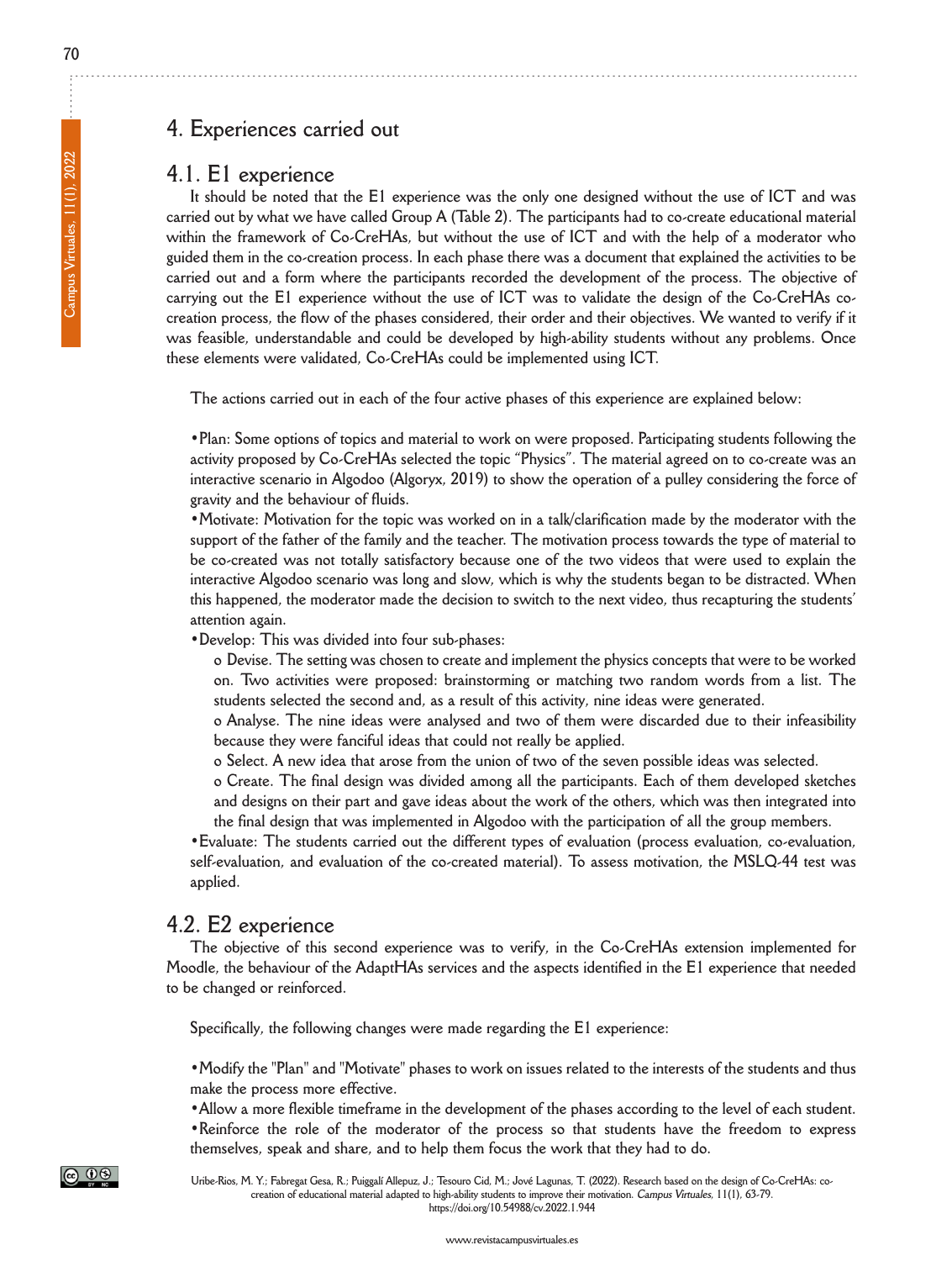## 4. Experiences carried out

### 4.1. E1 experience

It should be noted that the E1 experience was the only one designed without the use of ICT and was carried out by what we have called Group A (Table 2). The participants had to co-create educational material within the framework of Co-CreHAs, but without the use of ICT and with the help of a moderator who guided them in the co-creation process. In each phase there was a document that explained the activities to be carried out and a form where the participants recorded the development of the process. The objective of carrying out the E1 experience without the use of ICT was to validate the design of the Co-CreHAs co-creation process, the flow of the phases considered, their order and their objectives. We wanted to verify if it was feasible, understandable and could be developed by high-ability students without any problems. Once these elements were validated, Co-CreHAs could be implemented using ICT.

The actions carried out in each of the four active phases of this experience are explained below:

- Plan: Some options of topics and material to work on were proposed. Participating students following the activity proposed by Co-CreHAs selected the topic "Physics". The material agreed on to co-create was an interactive scenario in Algodoo (Algoryx, 2019) to show the operation of a pulley considering the force of gravity and the behaviour of fluids.
- Motivate: Motivation for the topic was worked on in a talk/clarification made by the moderator with the support of the father of the family and the teacher. The motivation process towards the type of material to be co-created was not totally satisfactory because one of the two videos that were used to explain the interactive Algodoo scenario was long and slow, which is why the students began to be distracted. When this happened, the moderator made the decision to switch to the next video, thus recapturing the students' attention again.
- Develop: This was divided into four sub-phases:
  - Devise. The setting was chosen to create and implement the physics concepts that were to be worked on. Two activities were proposed: brainstorming or matching two random words from a list. The students selected the second and, as a result of this activity, nine ideas were generated.
  - Analyse. The nine ideas were analysed and two of them were discarded due to their infeasibility because they were fanciful ideas that could not really be applied.
  - Select. A new idea that arose from the union of two of the seven possible ideas was selected.
  - Create. The final design was divided among all the participants. Each of them developed sketches and designs on their part and gave ideas about the work of the others, which was then integrated into the final design that was implemented in Algodoo with the participation of all the group members.
- Evaluate: The students carried out the different types of evaluation (process evaluation, co-evaluation, self-evaluation, and evaluation of the co-created material). To assess motivation, the MSLQ-44 test was applied.

### 4.2. E2 experience

The objective of this second experience was to verify, in the Co-CreHAs extension implemented for Moodle, the behaviour of the AdaptHAs services and the aspects identified in the E1 experience that needed to be changed or reinforced.

Specifically, the following changes were made regarding the E1 experience:

- Modify the "Plan" and "Motivate" phases to work on issues related to the interests of the students and thus make the process more effective.
- Allow a more flexible timeframe in the development of the phases according to the level of each student.
- Reinforce the role of the moderator of the process so that students have the freedom to express themselves, speak and share, and to help them focus the work that they had to do.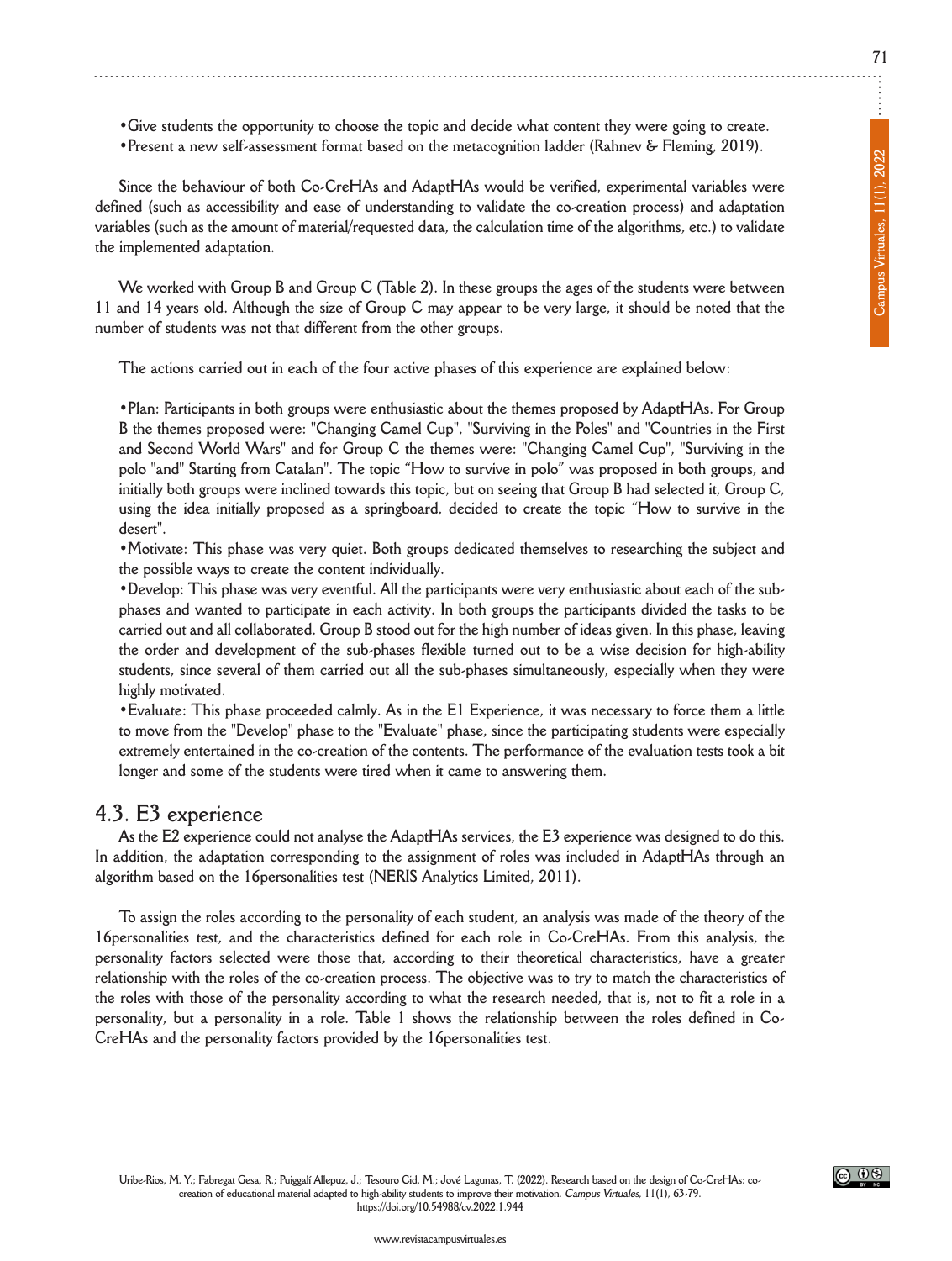•Give students the opportunity to choose the topic and decide what content they were going to create.
•Present a new self-assessment format based on the metacognition ladder (Rahnev & Fleming, 2019).

Since the behaviour of both Co-CreHAs and AdaptHAs would be verified, experimental variables were defined (such as accessibility and ease of understanding to validate the co-creation process) and adaptation variables (such as the amount of material/requested data, the calculation time of the algorithms, etc.) to validate the implemented adaptation.

We worked with Group B and Group C (Table 2). In these groups the ages of the students were between 11 and 14 years old. Although the size of Group C may appear to be very large, it should be noted that the number of students was not that different from the other groups.

The actions carried out in each of the four active phases of this experience are explained below:

•Plan: Participants in both groups were enthusiastic about the themes proposed by AdaptHAs. For Group B the themes proposed were: "Changing Camel Cup", "Surviving in the Poles" and "Countries in the First and Second World Wars" and for Group C the themes were: "Changing Camel Cup", "Surviving in the polo "and" Starting from Catalan". The topic "How to survive in polo" was proposed in both groups, and initially both groups were inclined towards this topic, but on seeing that Group B had selected it, Group C, using the idea initially proposed as a springboard, decided to create the topic "How to survive in the desert".
•Motivate: This phase was very quiet. Both groups dedicated themselves to researching the subject and the possible ways to create the content individually.
•Develop: This phase was very eventful. All the participants were very enthusiastic about each of the sub-phases and wanted to participate in each activity. In both groups the participants divided the tasks to be carried out and all collaborated. Group B stood out for the high number of ideas given. In this phase, leaving the order and development of the sub-phases flexible turned out to be a wise decision for high-ability students, since several of them carried out all the sub-phases simultaneously, especially when they were highly motivated.
•Evaluate: This phase proceeded calmly. As in the E1 Experience, it was necessary to force them a little to move from the "Develop" phase to the "Evaluate" phase, since the participating students were especially extremely entertained in the co-creation of the contents. The performance of the evaluation tests took a bit longer and some of the students were tired when it came to answering them.

## 4.3. E3 experience

As the E2 experience could not analyse the AdaptHAs services, the E3 experience was designed to do this. In addition, the adaptation corresponding to the assignment of roles was included in AdaptHAs through an algorithm based on the 16personalities test (NERIS Analytics Limited, 2011).

To assign the roles according to the personality of each student, an analysis was made of the theory of the 16personalities test, and the characteristics defined for each role in Co-CreHAs. From this analysis, the personality factors selected were those that, according to their theoretical characteristics, have a greater relationship with the roles of the co-creation process. The objective was to try to match the characteristics of the roles with those of the personality according to what the research needed, that is, not to fit a role in a personality, but a personality in a role. Table 1 shows the relationship between the roles defined in Co-CreHAs and the personality factors provided by the 16personalities test.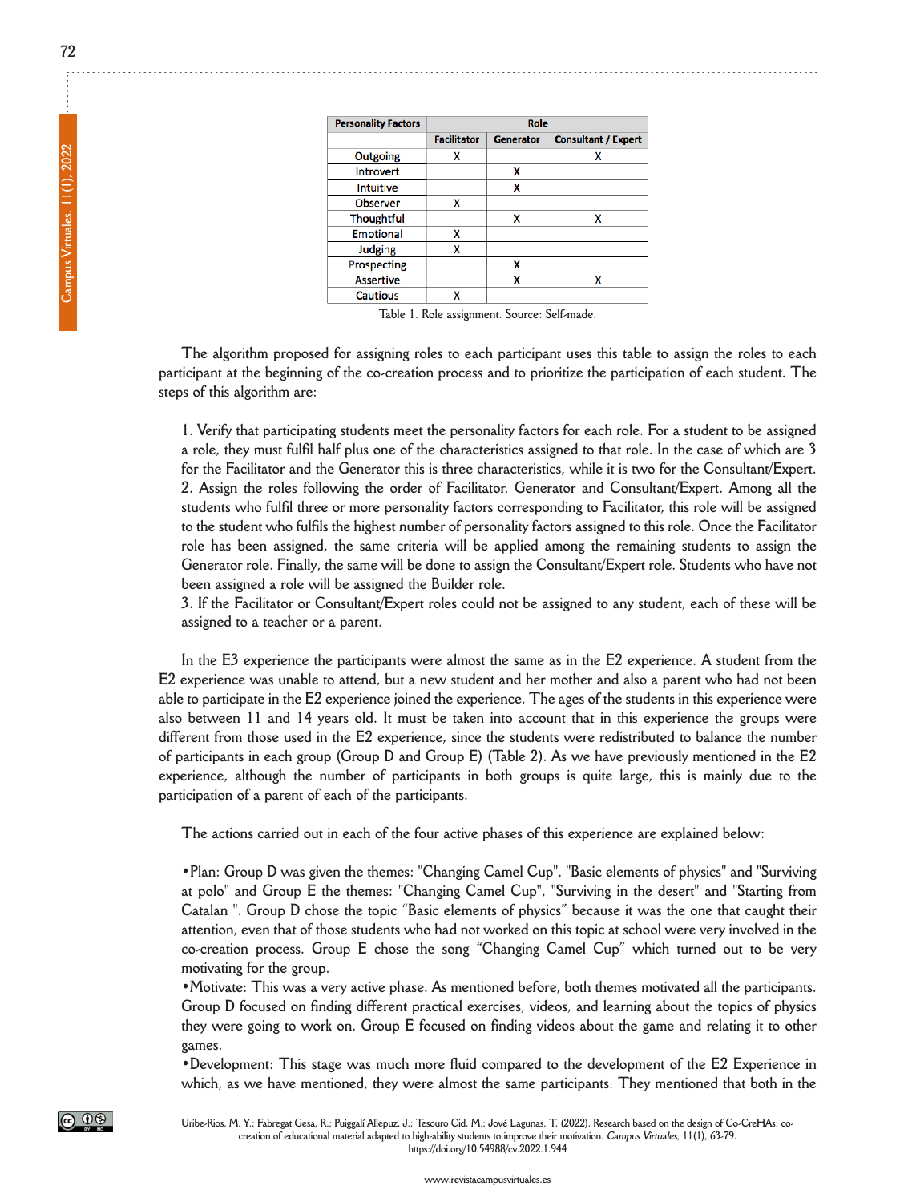| Personality Factors | Role | | |
|---|---|---|---|
| | Facilitator | Generator | Consultant / Expert |
| Outgoing | X | | X |
| Introvert | | X | |
| Intuitive | | X | |
| Observer | X | | |
| Thoughtful | | X | X |
| Emotional | X | | |
| Judging | X | | |
| Prospecting | | X | |
| Assertive | | X | X |
| Cautious | X | | |

Table 1. Role assignment. Source: Self-made.

The algorithm proposed for assigning roles to each participant uses this table to assign the roles to each participant at the beginning of the co-creation process and to prioritize the participation of each student. The steps of this algorithm are:

1. Verify that participating students meet the personality factors for each role. For a student to be assigned a role, they must fulfil half plus one of the characteristics assigned to that role. In the case of which are 3 for the Facilitator and the Generator this is three characteristics, while it is two for the Consultant/Expert.
2. Assign the roles following the order of Facilitator, Generator and Consultant/Expert. Among all the students who fulfil three or more personality factors corresponding to Facilitator, this role will be assigned to the student who fulfils the highest number of personality factors assigned to this role. Once the Facilitator role has been assigned, the same criteria will be applied among the remaining students to assign the Generator role. Finally, the same will be done to assign the Consultant/Expert role. Students who have not been assigned a role will be assigned the Builder role.
3. If the Facilitator or Consultant/Expert roles could not be assigned to any student, each of these will be assigned to a teacher or a parent.

In the E3 experience the participants were almost the same as in the E2 experience. A student from the E2 experience was unable to attend, but a new student and her mother and also a parent who had not been able to participate in the E2 experience joined the experience. The ages of the students in this experience were also between 11 and 14 years old. It must be taken into account that in this experience the groups were different from those used in the E2 experience, since the students were redistributed to balance the number of participants in each group (Group D and Group E) (Table 2). As we have previously mentioned in the E2 experience, although the number of participants in both groups is quite large, this is mainly due to the participation of a parent of each of the participants.

The actions carried out in each of the four active phases of this experience are explained below:

- Plan: Group D was given the themes: "Changing Camel Cup", "Basic elements of physics" and "Surviving at polo" and Group E the themes: "Changing Camel Cup", "Surviving in the desert" and "Starting from Catalan ". Group D chose the topic "Basic elements of physics" because it was the one that caught their attention, even that of those students who had not worked on this topic at school were very involved in the co-creation process. Group E chose the song "Changing Camel Cup" which turned out to be very motivating for the group.
- Motivate: This was a very active phase. As mentioned before, both themes motivated all the participants. Group D focused on finding different practical exercises, videos, and learning about the topics of physics they were going to work on. Group E focused on finding videos about the game and relating it to other games.
- Development: This stage was much more fluid compared to the development of the E2 Experience in which, as we have mentioned, they were almost the same participants. They mentioned that both in the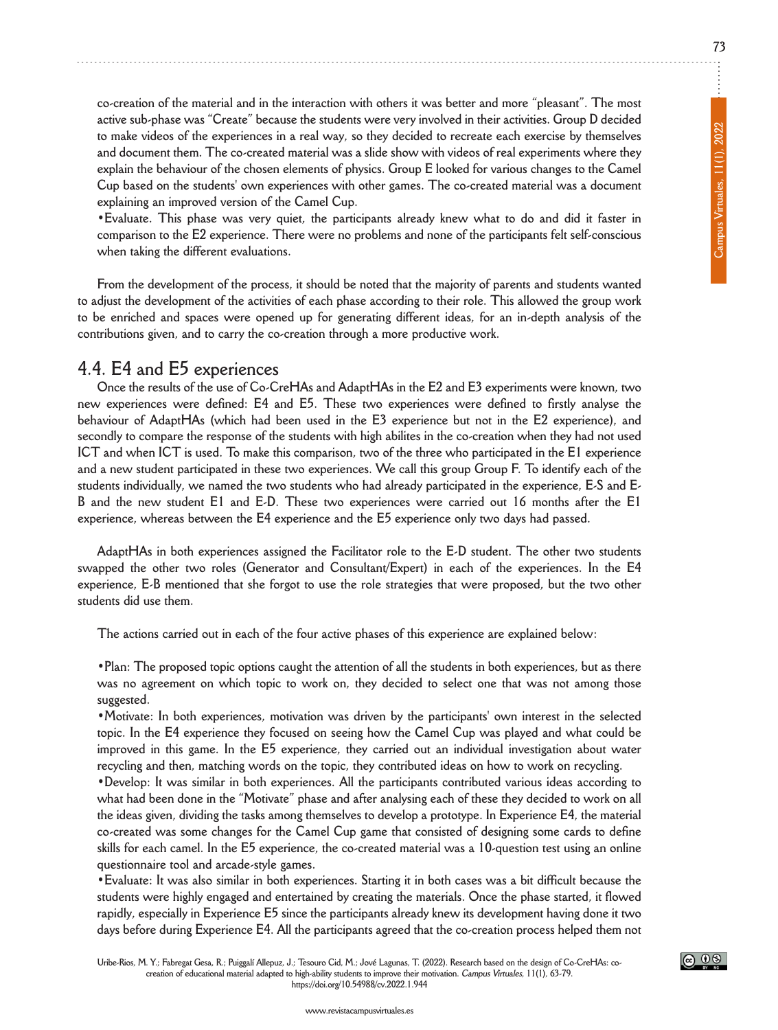co-creation of the material and in the interaction with others it was better and more "pleasant". The most active sub-phase was "Create" because the students were very involved in their activities. Group D decided to make videos of the experiences in a real way, so they decided to recreate each exercise by themselves and document them. The co-created material was a slide show with videos of real experiments where they explain the behaviour of the chosen elements of physics. Group E looked for various changes to the Camel Cup based on the students' own experiences with other games. The co-created material was a document explaining an improved version of the Camel Cup.

•Evaluate. This phase was very quiet, the participants already knew what to do and did it faster in comparison to the E2 experience. There were no problems and none of the participants felt self-conscious when taking the different evaluations.

From the development of the process, it should be noted that the majority of parents and students wanted to adjust the development of the activities of each phase according to their role. This allowed the group work to be enriched and spaces were opened up for generating different ideas, for an in-depth analysis of the contributions given, and to carry the co-creation through a more productive work.

## 4.4. E4 and E5 experiences

Once the results of the use of Co-CreHAs and AdaptHAs in the E2 and E3 experiments were known, two new experiences were defined: E4 and E5. These two experiences were defined to firstly analyse the behaviour of AdaptHAs (which had been used in the E3 experience but not in the E2 experience), and secondly to compare the response of the students with high abilites in the co-creation when they had not used ICT and when ICT is used. To make this comparison, two of the three who participated in the E1 experience and a new student participated in these two experiences. We call this group Group F. To identify each of the students individually, we named the two students who had already participated in the experience, E-S and E-B and the new student E1 and E-D. These two experiences were carried out 16 months after the E1 experience, whereas between the E4 experience and the E5 experience only two days had passed.

AdaptHAs in both experiences assigned the Facilitator role to the E-D student. The other two students swapped the other two roles (Generator and Consultant/Expert) in each of the experiences. In the E4 experience, E-B mentioned that she forgot to use the role strategies that were proposed, but the two other students did use them.

The actions carried out in each of the four active phases of this experience are explained below:

•Plan: The proposed topic options caught the attention of all the students in both experiences, but as there was no agreement on which topic to work on, they decided to select one that was not among those suggested.

•Motivate: In both experiences, motivation was driven by the participants' own interest in the selected topic. In the E4 experience they focused on seeing how the Camel Cup was played and what could be improved in this game. In the E5 experience, they carried out an individual investigation about water recycling and then, matching words on the topic, they contributed ideas on how to work on recycling.

•Develop: It was similar in both experiences. All the participants contributed various ideas according to what had been done in the "Motivate" phase and after analysing each of these they decided to work on all the ideas given, dividing the tasks among themselves to develop a prototype. In Experience E4, the material co-created was some changes for the Camel Cup game that consisted of designing some cards to define skills for each camel. In the E5 experience, the co-created material was a 10-question test using an online questionnaire tool and arcade-style games.

•Evaluate: It was also similar in both experiences. Starting it in both cases was a bit difficult because the students were highly engaged and entertained by creating the materials. Once the phase started, it flowed rapidly, especially in Experience E5 since the participants already knew its development having done it two days before during Experience E4. All the participants agreed that the co-creation process helped them not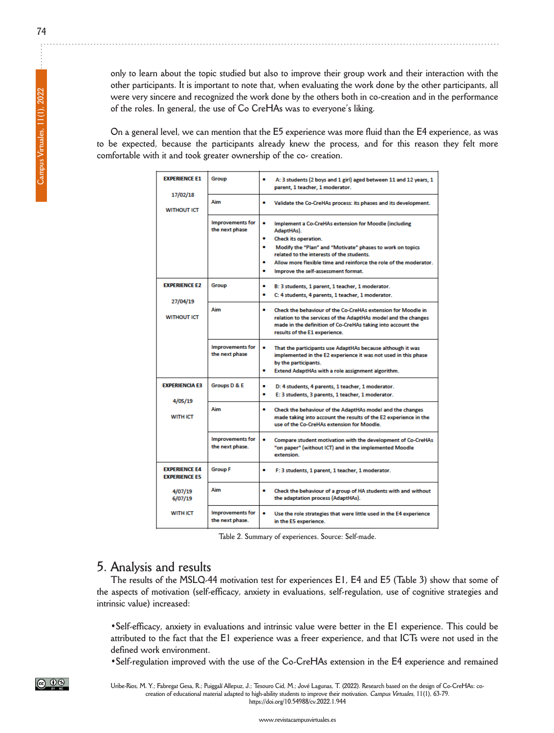only to learn about the topic studied but also to improve their group work and their interaction with the other participants. It is important to note that, when evaluating the work done by the other participants, all were very sincere and recognized the work done by the others both in co-creation and in the performance of the roles. In general, the use of Co CreHAs was to everyone's liking.

On a general level, we can mention that the E5 experience was more fluid than the E4 experience, as was to be expected, because the participants already knew the process, and for this reason they felt more comfortable with it and took greater ownership of the co- creation.

| | | |
|---|---|---|
| **EXPERIENCE E1** 17/02/18 WITHOUT ICT | Group | • A: 3 students (2 boys and 1 girl) aged between 11 and 12 years, 1 parent, 1 teacher, 1 moderator. |
| | Aim | • Validate the Co-CreHAs process: its phases and its development. |
| | Improvements for the next phase | • Implement a Co-CreHAs extension for Moodle (including AdaptHAs).<br>• Check its operation.<br>• Modify the "Plan" and "Motivate" phases to work on topics related to the interests of the students.<br>• Allow more flexible time and reinforce the role of the moderator.<br>• Improve the self-assessment format. |
| **EXPERIENCE E2** 27/04/19 WITHOUT ICT | Group | • B: 3 students, 1 parent, 1 teacher, 1 moderator.<br>• C: 4 students, 4 parents, 1 teacher, 1 moderator. |
| | Aim | • Check the behaviour of the Co-CreHAs extension for Moodle in relation to the services of the AdaptHAs model and the changes made in the definition of Co-CreHAs taking into account the results of the E1 experience. |
| | Improvements for the next phase | • That the participants use AdaptHAs because although it was implemented in the E2 experience it was not used in this phase by the participants.<br>• Extend AdaptHAs with a role assignment algorithm. |
| **EXPERIENCIA E3** 4/05/19 WITH ICT | Groups D & E | • D: 4 students, 4 parents, 1 teacher, 1 moderator.<br>• E: 3 students, 3 parents, 1 teacher, 1 moderator. |
| | Aim | • Check the behaviour of the AdaptHAs model and the changes made taking into account the results of the E2 experience in the use of the Co-CreHAs extension for Moodle. |
| | Improvements for the next phase. | • Compare student motivation with the development of Co-CreHAs "on paper" (without ICT) and in the implemented Moodle extension. |
| **EXPERIENCE E4** **EXPERIENCE E5** 4/07/19 6/07/19 WITH ICT | Group F | • F: 3 students, 1 parent, 1 teacher, 1 moderator. |
| | Aim | • Check the behaviour of a group of HA students with and without the adaptation process (AdaptHAs). |
| | Improvements for the next phase. | • Use the role strategies that were little used in the E4 experience in the E5 experience. |

Table 2. Summary of experiences. Source: Self-made.

## 5. Analysis and results

The results of the MSLQ-44 motivation test for experiences E1, E4 and E5 (Table 3) show that some of the aspects of motivation (self-efficacy, anxiety in evaluations, self-regulation, use of cognitive strategies and intrinsic value) increased:

• Self-efficacy, anxiety in evaluations and intrinsic value were better in the E1 experience. This could be attributed to the fact that the E1 experience was a freer experience, and that ICTs were not used in the defined work environment.
• Self-regulation improved with the use of the Co-CreHAs extension in the E4 experience and remained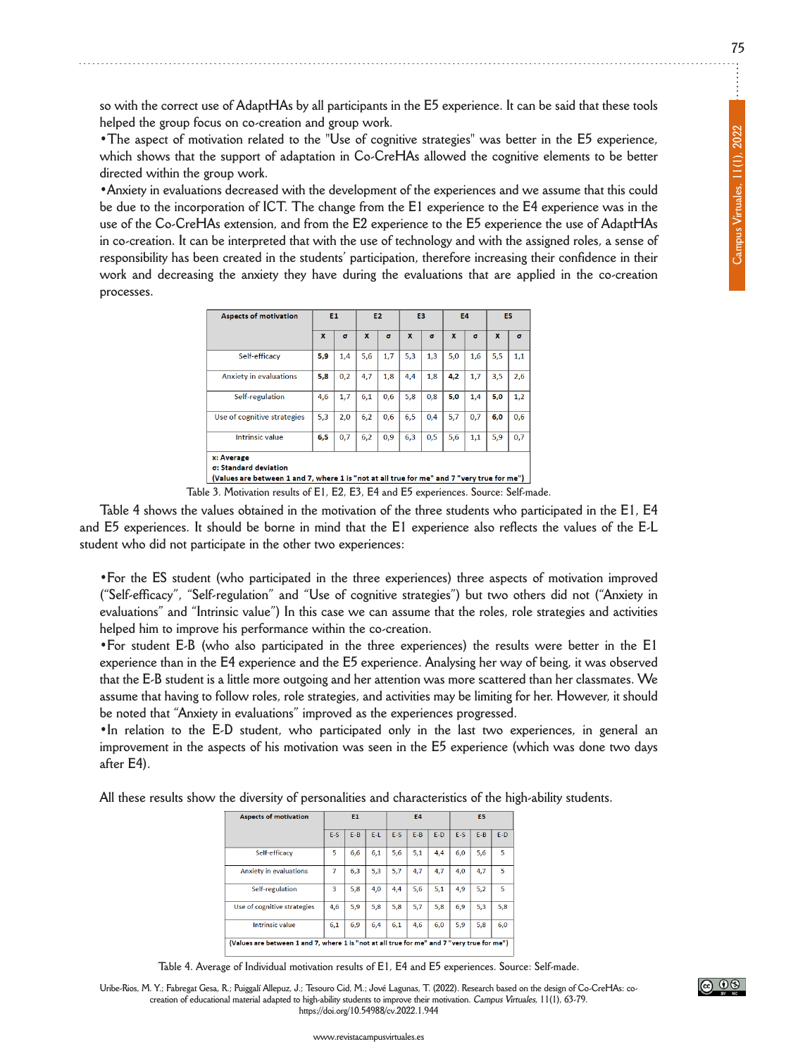so with the correct use of AdaptHAs by all participants in the E5 experience. It can be said that these tools helped the group focus on co-creation and group work.

•The aspect of motivation related to the "Use of cognitive strategies" was better in the E5 experience, which shows that the support of adaptation in Co-CreHAs allowed the cognitive elements to be better directed within the group work.

•Anxiety in evaluations decreased with the development of the experiences and we assume that this could be due to the incorporation of ICT. The change from the E1 experience to the E4 experience was in the use of the Co-CreHAs extension, and from the E2 experience to the E5 experience the use of AdaptHAs in co-creation. It can be interpreted that with the use of technology and with the assigned roles, a sense of responsibility has been created in the students' participation, therefore increasing their confidence in their work and decreasing the anxiety they have during the evaluations that are applied in the co-creation processes.

| Aspects of motivation | E1 | | E2 | | E3 | | E4 | | E5 | |
|---|---|---|---|---|---|---|---|---|---|---|
| | x | σ | x | σ | x | σ | x | σ | x | σ |
| Self-efficacy | **5,9** | 1,4 | 5,6 | 1,7 | 5,3 | 1,3 | 5,0 | 1,6 | 5,5 | 1,1 |
| Anxiety in evaluations | **5,8** | 0,2 | 4,7 | 1,8 | 4,4 | 1,8 | **4,2** | 1,7 | 3,5 | 2,6 |
| Self-regulation | 4,6 | 1,7 | 6,1 | 0,6 | 5,8 | 0,8 | **5,0** | 1,4 | **5,0** | 1,2 |
| Use of cognitive strategies | 5,3 | 2,0 | 6,2 | 0,6 | 6,5 | 0,4 | 5,7 | 0,7 | **6,0** | 0,6 |
| Intrinsic value | **6,5** | 0,7 | 6,2 | 0,9 | 6,3 | 0,5 | 5,6 | 1,1 | 5,9 | 0,7 |

**x: Average**
**σ: Standard deviation**
**(Values are between 1 and 7, where 1 is "not at all true for me" and 7 "very true for me")**

Table 3. Motivation results of E1, E2, E3, E4 and E5 experiences. Source: Self-made.

Table 4 shows the values obtained in the motivation of the three students who participated in the E1, E4 and E5 experiences. It should be borne in mind that the E1 experience also reflects the values of the E-L student who did not participate in the other two experiences:

•For the ES student (who participated in the three experiences) three aspects of motivation improved ("Self-efficacy", "Self-regulation" and "Use of cognitive strategies") but two others did not ("Anxiety in evaluations" and "Intrinsic value") In this case we can assume that the roles, role strategies and activities helped him to improve his performance within the co-creation.

•For student E-B (who also participated in the three experiences) the results were better in the E1 experience than in the E4 experience and the E5 experience. Analysing her way of being, it was observed that the E-B student is a little more outgoing and her attention was more scattered than her classmates. We assume that having to follow roles, role strategies, and activities may be limiting for her. However, it should be noted that "Anxiety in evaluations" improved as the experiences progressed.

•In relation to the E-D student, who participated only in the last two experiences, in general an improvement in the aspects of his motivation was seen in the E5 experience (which was done two days after E4).

All these results show the diversity of personalities and characteristics of the high-ability students.

| Aspects of motivation | E1 | | | E4 | | | E5 | | |
|---|---|---|---|---|---|---|---|---|---|
| | E-S | E-B | E-L | E-S | E-B | E-D | E-S | E-B | E-D |
| Self-efficacy | 5 | 6,6 | 6,1 | 5,6 | 5,1 | 4,4 | 6,0 | 5,6 | 5 |
| Anxiety in evaluations | 7 | 6,3 | 5,3 | 5,7 | 4,7 | 4,7 | 4,0 | 4,7 | 5 |
| Self-regulation | 3 | 5,8 | 4,0 | 4,4 | 5,6 | 5,1 | 4,9 | 5,2 | 5 |
| Use of cognitive strategies | 4,6 | 5,9 | 5,8 | 5,8 | 5,7 | 5,8 | 6,9 | 5,3 | 5,8 |
| Intrinsic value | 6,1 | 6,9 | 6,4 | 6,1 | 4,6 | 6,0 | 5,9 | 5,8 | 6,0 |

**(Values are between 1 and 7, where 1 is "not at all true for me" and 7 "very true for me")**

Table 4. Average of Individual motivation results of E1, E4 and E5 experiences. Source: Self-made.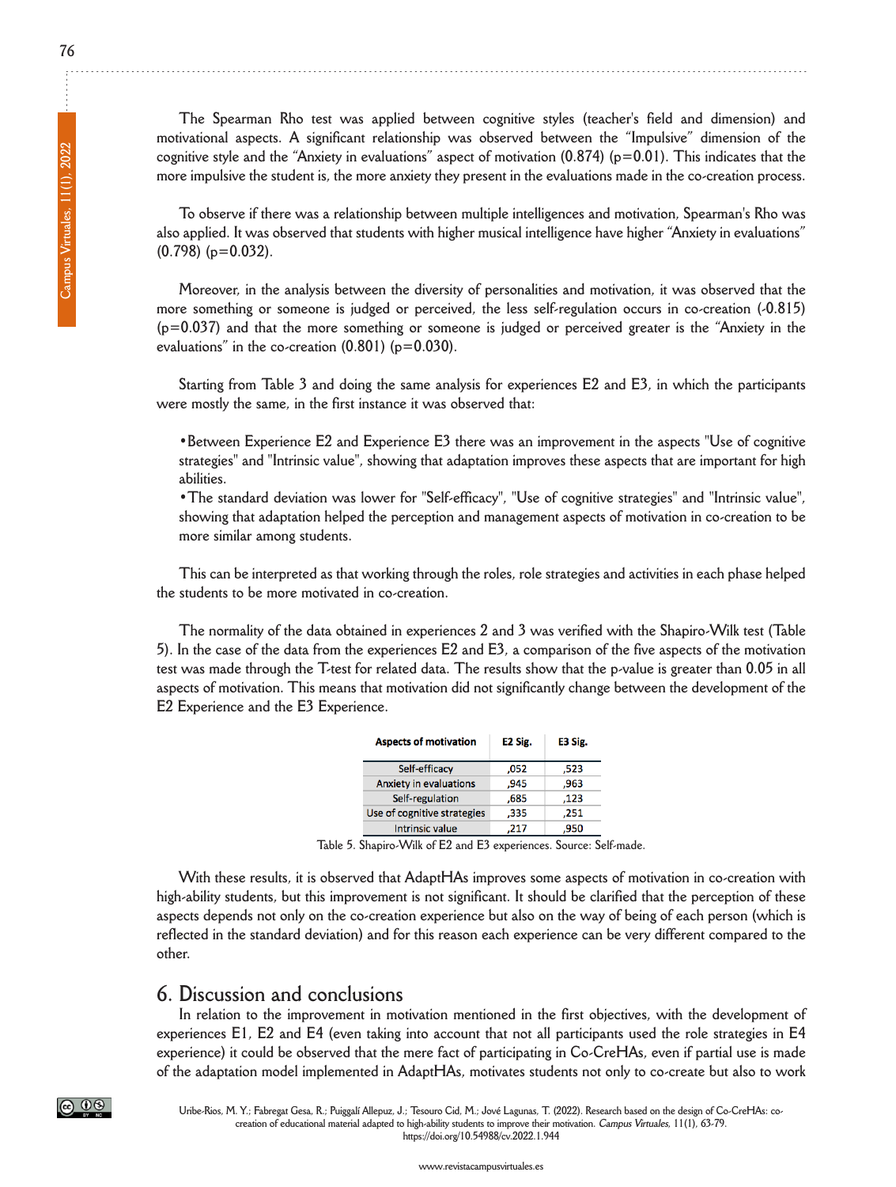The Spearman Rho test was applied between cognitive styles (teacher's field and dimension) and motivational aspects. A significant relationship was observed between the "Impulsive" dimension of the cognitive style and the "Anxiety in evaluations" aspect of motivation (0.874) (p=0.01). This indicates that the more impulsive the student is, the more anxiety they present in the evaluations made in the co-creation process.

To observe if there was a relationship between multiple intelligences and motivation, Spearman's Rho was also applied. It was observed that students with higher musical intelligence have higher "Anxiety in evaluations" (0.798) (p=0.032).

Moreover, in the analysis between the diversity of personalities and motivation, it was observed that the more something or someone is judged or perceived, the less self-regulation occurs in co-creation (-0.815) (p=0.037) and that the more something or someone is judged or perceived greater is the "Anxiety in the evaluations" in the co-creation (0.801) (p=0.030).

Starting from Table 3 and doing the same analysis for experiences E2 and E3, in which the participants were mostly the same, in the first instance it was observed that:

- Between Experience E2 and Experience E3 there was an improvement in the aspects "Use of cognitive strategies" and "Intrinsic value", showing that adaptation improves these aspects that are important for high abilities.
- The standard deviation was lower for "Self-efficacy", "Use of cognitive strategies" and "Intrinsic value", showing that adaptation helped the perception and management aspects of motivation in co-creation to be more similar among students.

This can be interpreted as that working through the roles, role strategies and activities in each phase helped the students to be more motivated in co-creation.

The normality of the data obtained in experiences 2 and 3 was verified with the Shapiro-Wilk test (Table 5). In the case of the data from the experiences E2 and E3, a comparison of the five aspects of the motivation test was made through the T-test for related data. The results show that the p-value is greater than 0.05 in all aspects of motivation. This means that motivation did not significantly change between the development of the E2 Experience and the E3 Experience.

| Aspects of motivation | E2 Sig. | E3 Sig. |
|---|---|---|
| Self-efficacy | ,052 | ,523 |
| Anxiety in evaluations | ,945 | ,963 |
| Self-regulation | ,685 | ,123 |
| Use of cognitive strategies | ,335 | ,251 |
| Intrinsic value | ,217 | ,950 |

Table 5. Shapiro-Wilk of E2 and E3 experiences. Source: Self-made.

With these results, it is observed that AdaptHAs improves some aspects of motivation in co-creation with high-ability students, but this improvement is not significant. It should be clarified that the perception of these aspects depends not only on the co-creation experience but also on the way of being of each person (which is reflected in the standard deviation) and for this reason each experience can be very different compared to the other.

## 6. Discussion and conclusions

In relation to the improvement in motivation mentioned in the first objectives, with the development of experiences E1, E2 and E4 (even taking into account that not all participants used the role strategies in E4 experience) it could be observed that the mere fact of participating in Co-CreHAs, even if partial use is made of the adaptation model implemented in AdaptHAs, motivates students not only to co-create but also to work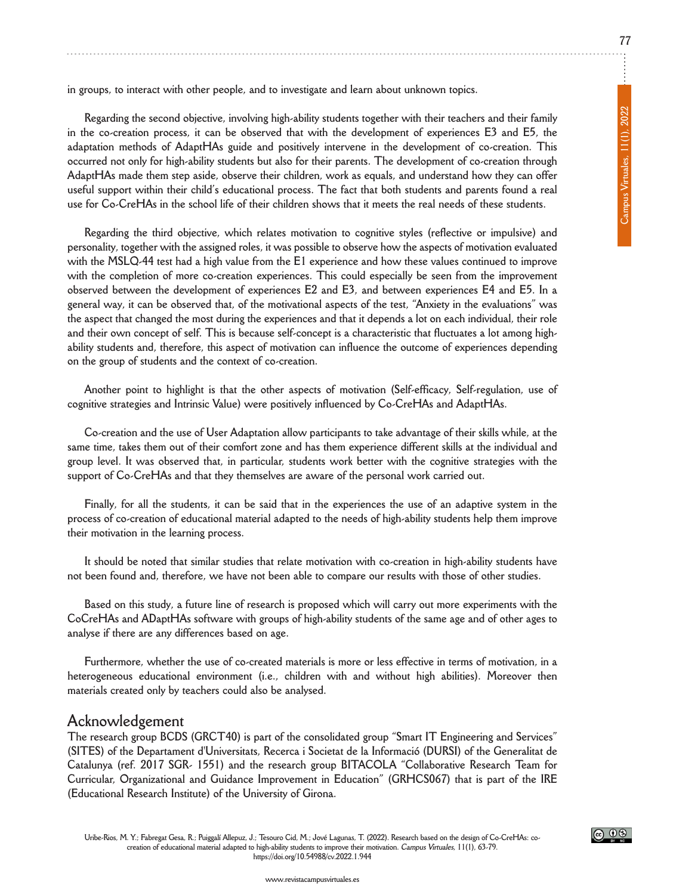in groups, to interact with other people, and to investigate and learn about unknown topics.

Regarding the second objective, involving high-ability students together with their teachers and their family in the co-creation process, it can be observed that with the development of experiences E3 and E5, the adaptation methods of AdaptHAs guide and positively intervene in the development of co-creation. This occurred not only for high-ability students but also for their parents. The development of co-creation through AdaptHAs made them step aside, observe their children, work as equals, and understand how they can offer useful support within their child's educational process. The fact that both students and parents found a real use for Co-CreHAs in the school life of their children shows that it meets the real needs of these students.

Regarding the third objective, which relates motivation to cognitive styles (reflective or impulsive) and personality, together with the assigned roles, it was possible to observe how the aspects of motivation evaluated with the MSLQ-44 test had a high value from the E1 experience and how these values continued to improve with the completion of more co-creation experiences. This could especially be seen from the improvement observed between the development of experiences E2 and E3, and between experiences E4 and E5. In a general way, it can be observed that, of the motivational aspects of the test, "Anxiety in the evaluations" was the aspect that changed the most during the experiences and that it depends a lot on each individual, their role and their own concept of self. This is because self-concept is a characteristic that fluctuates a lot among high-ability students and, therefore, this aspect of motivation can influence the outcome of experiences depending on the group of students and the context of co-creation.

Another point to highlight is that the other aspects of motivation (Self-efficacy, Self-regulation, use of cognitive strategies and Intrinsic Value) were positively influenced by Co-CreHAs and AdaptHAs.

Co-creation and the use of User Adaptation allow participants to take advantage of their skills while, at the same time, takes them out of their comfort zone and has them experience different skills at the individual and group level. It was observed that, in particular, students work better with the cognitive strategies with the support of Co-CreHAs and that they themselves are aware of the personal work carried out.

Finally, for all the students, it can be said that in the experiences the use of an adaptive system in the process of co-creation of educational material adapted to the needs of high-ability students help them improve their motivation in the learning process.

It should be noted that similar studies that relate motivation with co-creation in high-ability students have not been found and, therefore, we have not been able to compare our results with those of other studies.

Based on this study, a future line of research is proposed which will carry out more experiments with the CoCreHAs and ADaptHAs software with groups of high-ability students of the same age and of other ages to analyse if there are any differences based on age.

Furthermore, whether the use of co-created materials is more or less effective in terms of motivation, in a heterogeneous educational environment (i.e., children with and without high abilities). Moreover then materials created only by teachers could also be analysed.

## Acknowledgement

The research group BCDS (GRCT40) is part of the consolidated group "Smart IT Engineering and Services" (SITES) of the Departament d'Universitats, Recerca i Societat de la Informació (DURSI) of the Generalitat de Catalunya (ref. 2017 SGR- 1551) and the research group BITACOLA "Collaborative Research Team for Curricular, Organizational and Guidance Improvement in Education" (GRHCS067) that is part of the IRE (Educational Research Institute) of the University of Girona.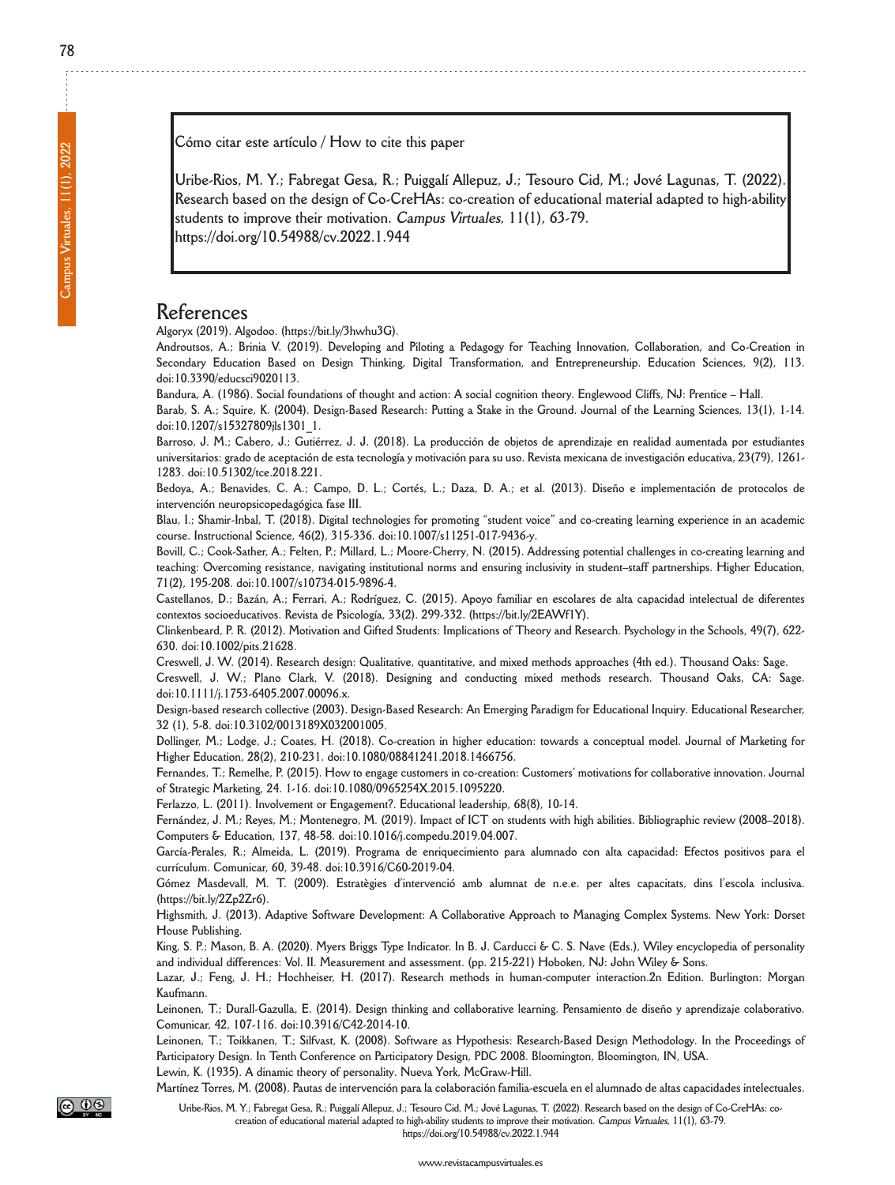Cómo citar este artículo / How to cite this paper

Uribe-Rios, M. Y.; Fabregat Gesa, R.; Puiggalí Allepuz, J.; Tesouro Cid, M.; Jové Lagunas, T. (2022). Research based on the design of Co-CreHAs: co-creation of educational material adapted to high-ability students to improve their motivation. *Campus Virtuales,* 11(1), 63-79. https://doi.org/10.54988/cv.2022.1.944

## References

Algoryx (2019). Algodoo. (https://bit.ly/3hwhu3G).

Androutsos, A.; Brinia V. (2019). Developing and Piloting a Pedagogy for Teaching Innovation, Collaboration, and Co-Creation in Secondary Education Based on Design Thinking, Digital Transformation, and Entrepreneurship. Education Sciences, 9(2), 113. doi:10.3390/educsci9020113.

Bandura, A. (1986). Social foundations of thought and action: A social cognition theory. Englewood Cliffs, NJ: Prentice – Hall.

Barab, S. A.; Squire, K. (2004). Design-Based Research: Putting a Stake in the Ground. Journal of the Learning Sciences, 13(1), 1-14. doi:10.1207/s15327809jls1301_1.

Barroso, J. M.; Cabero, J.; Gutiérrez, J. J. (2018). La producción de objetos de aprendizaje en realidad aumentada por estudiantes universitarios: grado de aceptación de esta tecnología y motivación para su uso. Revista mexicana de investigación educativa, 23(79), 1261-1283. doi:10.51302/tce.2018.221.

Bedoya, A.; Benavides, C. A.; Campo, D. L.; Cortés, L.; Daza, D. A.; et al. (2013). Diseño e implementación de protocolos de intervención neuropsicopedagógica fase III.

Blau, I.; Shamir-Inbal, T. (2018). Digital technologies for promoting "student voice" and co-creating learning experience in an academic course. Instructional Science, 46(2), 315-336. doi:10.1007/s11251-017-9436-y.

Bovill, C.; Cook-Sather, A.; Felten, P.; Millard, L.; Moore-Cherry, N. (2015). Addressing potential challenges in co-creating learning and teaching: Overcoming resistance, navigating institutional norms and ensuring inclusivity in student–staff partnerships. Higher Education, 71(2), 195-208. doi:10.1007/s10734-015-9896-4.

Castellanos, D.; Bazán, A.; Ferrari, A.; Rodríguez, C. (2015). Apoyo familiar en escolares de alta capacidad intelectual de diferentes contextos socioeducativos. Revista de Psicología, 33(2). 299-332. (https://bit.ly/2EAWf1Y).

Clinkenbeard, P. R. (2012). Motivation and Gifted Students: Implications of Theory and Research. Psychology in the Schools, 49(7), 622-630. doi:10.1002/pits.21628.

Creswell, J. W. (2014). Research design: Qualitative, quantitative, and mixed methods approaches (4th ed.). Thousand Oaks: Sage.

Creswell, J. W.; Plano Clark, V. (2018). Designing and conducting mixed methods research. Thousand Oaks, CA: Sage. doi:10.1111/j.1753-6405.2007.00096.x.

Design-based research collective (2003). Design-Based Research: An Emerging Paradigm for Educational Inquiry. Educational Researcher, 32 (1), 5-8. doi:10.3102/0013189X032001005.

Dollinger, M.; Lodge, J.; Coates, H. (2018). Co-creation in higher education: towards a conceptual model. Journal of Marketing for Higher Education, 28(2), 210-231. doi:10.1080/08841241.2018.1466756.

Fernandes, T.; Remelhe, P. (2015). How to engage customers in co-creation: Customers' motivations for collaborative innovation. Journal of Strategic Marketing, 24. 1-16. doi:10.1080/0965254X.2015.1095220.

Ferlazzo, L. (2011). Involvement or Engagement?. Educational leadership, 68(8), 10-14.

Fernández, J. M.; Reyes, M.; Montenegro, M. (2019). Impact of ICT on students with high abilities. Bibliographic review (2008–2018). Computers & Education, 137, 48-58. doi:10.1016/j.compedu.2019.04.007.

García-Perales, R.; Almeida, L. (2019). Programa de enriquecimiento para alumnado con alta capacidad: Efectos positivos para el currículum. Comunicar, 60, 39-48. doi:10.3916/C60-2019-04.

Gómez Masdevall, M. T. (2009). Estratègies d'intervenció amb alumnat de n.e.e. per altes capacitats, dins l'escola inclusiva. (https://bit.ly/2Zp2Zr6).

Highsmith, J. (2013). Adaptive Software Development: A Collaborative Approach to Managing Complex Systems. New York: Dorset House Publishing.

King, S. P.; Mason, B. A. (2020). Myers Briggs Type Indicator. In B. J. Carducci & C. S. Nave (Eds.), Wiley encyclopedia of personality and individual differences: Vol. II. Measurement and assessment. (pp. 215-221) Hoboken, NJ: John Wiley & Sons.

Lazar, J.; Feng, J. H.; Hochheiser, H. (2017). Research methods in human-computer interaction.2n Edition. Burlington: Morgan Kaufmann.

Leinonen, T.; Durall-Gazulla, E. (2014). Design thinking and collaborative learning. Pensamiento de diseño y aprendizaje colaborativo. Comunicar, 42, 107-116. doi:10.3916/C42-2014-10.

Leinonen, T.; Toikkanen, T.; Silfvast, K. (2008). Software as Hypothesis: Research-Based Design Methodology. In the Proceedings of Participatory Design. In Tenth Conference on Participatory Design, PDC 2008. Bloomington, Bloomington, IN, USA.

Lewin, K. (1935). A dinamic theory of personality. Nueva York, McGraw-Hill.

Martínez Torres, M. (2008). Pautas de intervención para la colaboración familia-escuela en el alumnado de altas capacidades intelectuales.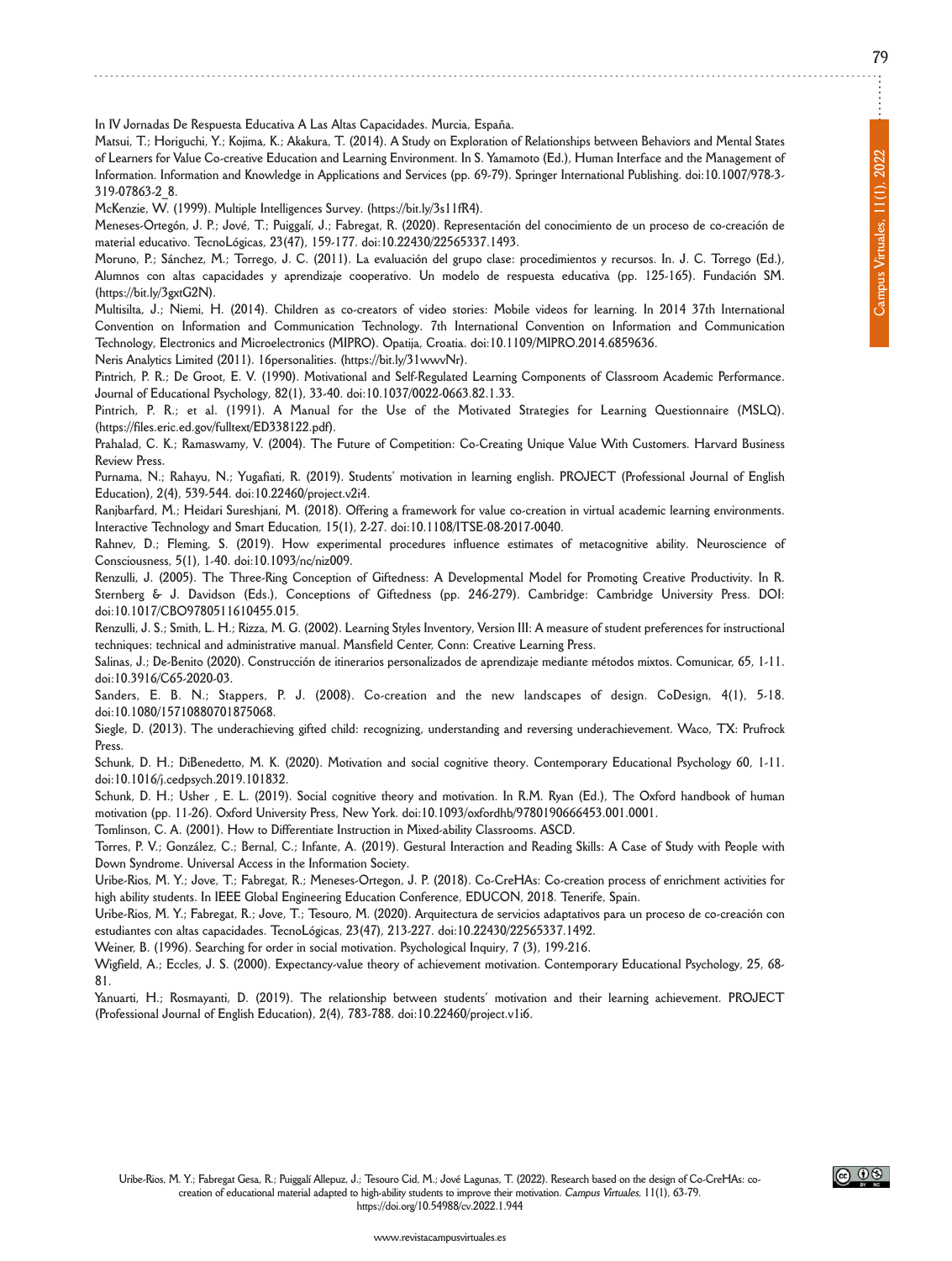In IV Jornadas De Respuesta Educativa A Las Altas Capacidades. Murcia, España.

Matsui, T.; Horiguchi, Y.; Kojima, K.; Akakura, T. (2014). A Study on Exploration of Relationships between Behaviors and Mental States of Learners for Value Co-creative Education and Learning Environment. In S. Yamamoto (Ed.), Human Interface and the Management of Information. Information and Knowledge in Applications and Services (pp. 69-79). Springer International Publishing. doi:10.1007/978-3-319-07863-2_8.

McKenzie, W. (1999). Multiple Intelligences Survey. (https://bit.ly/3s11fR4).

Meneses-Ortegón, J. P.; Jové, T.; Puiggalí, J.; Fabregat, R. (2020). Representación del conocimiento de un proceso de co-creación de material educativo. TecnoLógicas, 23(47), 159-177. doi:10.22430/22565337.1493.

Moruno, P.; Sánchez, M.; Torrego, J. C. (2011). La evaluación del grupo clase: procedimientos y recursos. In. J. C. Torrego (Ed.), Alumnos con altas capacidades y aprendizaje cooperativo. Un modelo de respuesta educativa (pp. 125-165). Fundación SM. (https://bit.ly/3gxtG2N).

Multisilta, J.; Niemi, H. (2014). Children as co-creators of video stories: Mobile videos for learning. In 2014 37th International Convention on Information and Communication Technology. 7th International Convention on Information and Communication Technology, Electronics and Microelectronics (MIPRO). Opatija, Croatia. doi:10.1109/MIPRO.2014.6859636.

Neris Analytics Limited (2011). 16personalities. (https://bit.ly/31wwvNr).

Pintrich, P. R.; De Groot, E. V. (1990). Motivational and Self-Regulated Learning Components of Classroom Academic Performance. Journal of Educational Psychology, 82(1), 33-40. doi:10.1037/0022-0663.82.1.33.

Pintrich, P. R.; et al. (1991). A Manual for the Use of the Motivated Strategies for Learning Questionnaire (MSLQ). (https://files.eric.ed.gov/fulltext/ED338122.pdf).

Prahalad, C. K.; Ramaswamy, V. (2004). The Future of Competition: Co-Creating Unique Value With Customers. Harvard Business Review Press.

Purnama, N.; Rahayu, N.; Yugafiati, R. (2019). Students' motivation in learning english. PROJECT (Professional Journal of English Education), 2(4), 539-544. doi:10.22460/project.v2i4.

Ranjbarfard, M.; Heidari Sureshjani, M. (2018). Offering a framework for value co-creation in virtual academic learning environments. Interactive Technology and Smart Education, 15(1), 2-27. doi:10.1108/ITSE-08-2017-0040.

Rahnev, D.; Fleming, S. (2019). How experimental procedures influence estimates of metacognitive ability. Neuroscience of Consciousness, 5(1), 1-40. doi:10.1093/nc/niz009.

Renzulli, J. (2005). The Three-Ring Conception of Giftedness: A Developmental Model for Promoting Creative Productivity. In R. Sternberg & J. Davidson (Eds.), Conceptions of Giftedness (pp. 246-279). Cambridge: Cambridge University Press. DOI: doi:10.1017/CBO9780511610455.015.

Renzulli, J. S.; Smith, L. H.; Rizza, M. G. (2002). Learning Styles Inventory, Version III: A measure of student preferences for instructional techniques: technical and administrative manual. Mansfield Center, Conn: Creative Learning Press.

Salinas, J.; De-Benito (2020). Construcción de itinerarios personalizados de aprendizaje mediante métodos mixtos. Comunicar, 65, 1-11. doi:10.3916/C65-2020-03.

Sanders, E. B. N.; Stappers, P. J. (2008). Co-creation and the new landscapes of design. CoDesign, 4(1), 5-18. doi:10.1080/15710880701875068.

Siegle, D. (2013). The underachieving gifted child: recognizing, understanding and reversing underachievement. Waco, TX: Prufrock Press.

Schunk, D. H.; DiBenedetto, M. K. (2020). Motivation and social cognitive theory. Contemporary Educational Psychology 60, 1-11. doi:10.1016/j.cedpsych.2019.101832.

Schunk, D. H.; Usher , E. L. (2019). Social cognitive theory and motivation. In R.M. Ryan (Ed.), The Oxford handbook of human motivation (pp. 11-26). Oxford University Press, New York. doi:10.1093/oxfordhb/9780190666453.001.0001.

Tomlinson, C. A. (2001). How to Differentiate Instruction in Mixed-ability Classrooms. ASCD.

Torres, P. V.; González, C.; Bernal, C.; Infante, A. (2019). Gestural Interaction and Reading Skills: A Case of Study with People with Down Syndrome. Universal Access in the Information Society.

Uribe-Rios, M. Y.; Jove, T.; Fabregat, R.; Meneses-Ortegon, J. P. (2018). Co-CreHAs: Co-creation process of enrichment activities for high ability students. In IEEE Global Engineering Education Conference, EDUCON, 2018. Tenerife, Spain.

Uribe-Rios, M. Y.; Fabregat, R.; Jove, T.; Tesouro, M. (2020). Arquitectura de servicios adaptativos para un proceso de co-creación con estudiantes con altas capacidades. TecnoLógicas, 23(47), 213-227. doi:10.22430/22565337.1492.

Weiner, B. (1996). Searching for order in social motivation. Psychological Inquiry, 7 (3), 199-216.

Wigfield, A.; Eccles, J. S. (2000). Expectancy-value theory of achievement motivation. Contemporary Educational Psychology, 25, 68-81.

Yanuarti, H.; Rosmayanti, D. (2019). The relationship between students' motivation and their learning achievement. PROJECT (Professional Journal of English Education), 2(4), 783-788. doi:10.22460/project.v1i6.